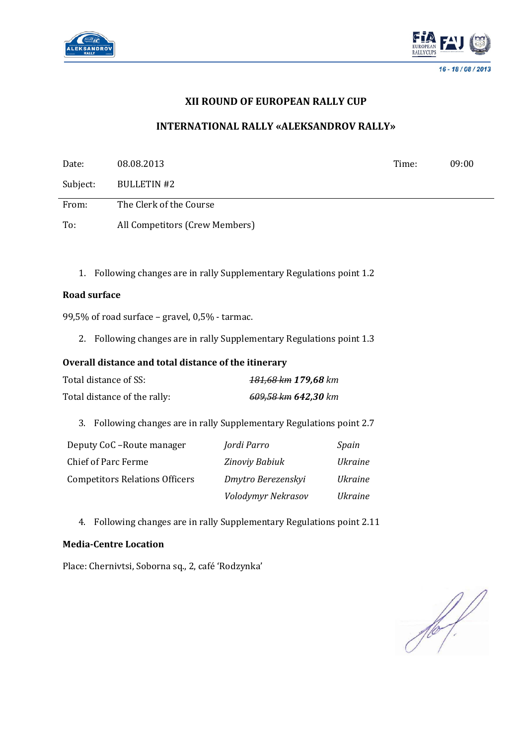### XII ROUND OF EUROPEAN RALLY CUP

### INTERNATIONAL RALLY «ALEKSANDROV RALLY»

| | | | |
|---|---|---|---|
| Date: | 08.08.2013 | Time: | 09:00 |
| Subject: | BULLETIN #2 | | |
| From: | The Clerk of the Course | | |
| To: | All Competitors (Crew Members) | | |

1. Following changes are in rally Supplementary Regulations point 1.2

**Road surface**

99,5% of road surface – gravel, 0,5% - tarmac.

2. Following changes are in rally Supplementary Regulations point 1.3

**Overall distance and total distance of the itinerary**

| | |
|---|---|
| Total distance of SS: | *~~181,68 km~~ **179,68** km* |
| Total distance of the rally: | *~~609,58 km~~ **642,30** km* |

3. Following changes are in rally Supplementary Regulations point 2.7

| | | |
|---|---|---|
| Deputy CoC –Route manager | *Jordi Parro* | *Spain* |
| Chief of Parc Ferme | *Zinoviy Babiuk* | *Ukraine* |
| Competitors Relations Officers | *Dmytro Berezenskyi* | *Ukraine* |
| | *Volodymyr Nekrasov* | *Ukraine* |

4. Following changes are in rally Supplementary Regulations point 2.11

**Media-Centre Location**

Place: Chernivtsi, Soborna sq., 2, café 'Rodzynka'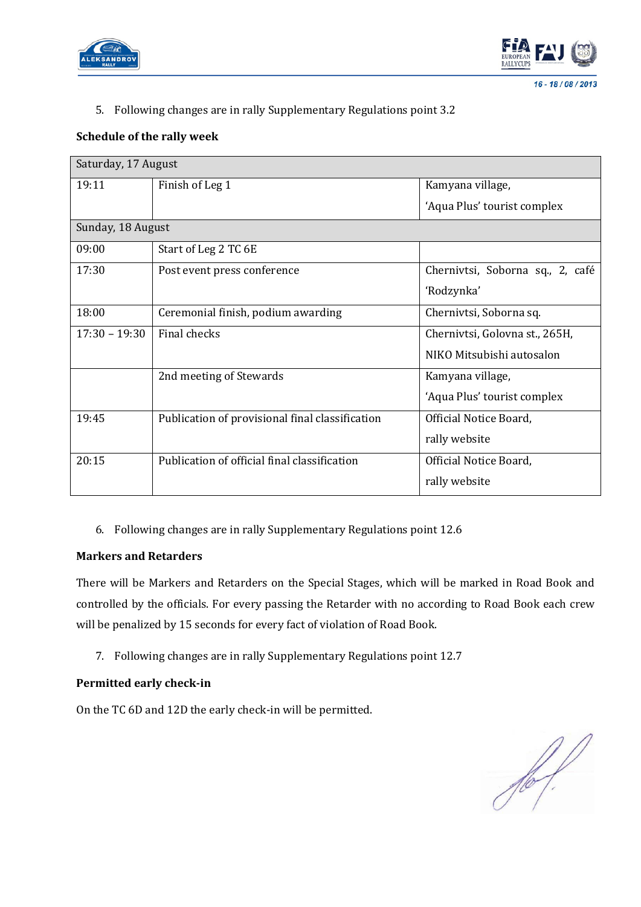5. Following changes are in rally Supplementary Regulations point 3.2

**Schedule of the rally week**

| Saturday, 17 August | | |
|---|---|---|
| 19:11 | Finish of Leg 1 | Kamyana village, 'Aqua Plus' tourist complex |
| Sunday, 18 August | | |
| 09:00 | Start of Leg 2 TC 6E | |
| 17:30 | Post event press conference | Chernivtsi, Soborna sq., 2, café 'Rodzynka' |
| 18:00 | Ceremonial finish, podium awarding | Chernivtsi, Soborna sq. |
| 17:30 – 19:30 | Final checks | Chernivtsi, Golovna st., 265H, NIKO Mitsubishi autosalon |
| | 2nd meeting of Stewards | Kamyana village, 'Aqua Plus' tourist complex |
| 19:45 | Publication of provisional final classification | Official Notice Board, rally website |
| 20:15 | Publication of official final classification | Official Notice Board, rally website |

6. Following changes are in rally Supplementary Regulations point 12.6

**Markers and Retarders**

There will be Markers and Retarders on the Special Stages, which will be marked in Road Book and controlled by the officials. For every passing the Retarder with no according to Road Book each crew will be penalized by 15 seconds for every fact of violation of Road Book.

7. Following changes are in rally Supplementary Regulations point 12.7

**Permitted early check-in**

On the TC 6D and 12D the early check-in will be permitted.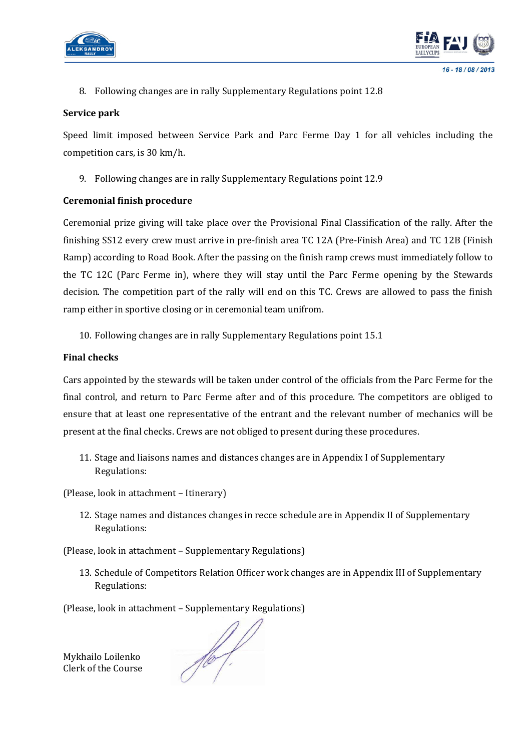8. Following changes are in rally Supplementary Regulations point 12.8

**Service park**

Speed limit imposed between Service Park and Parc Ferme Day 1 for all vehicles including the competition cars, is 30 km/h.

9. Following changes are in rally Supplementary Regulations point 12.9

**Ceremonial finish procedure**

Ceremonial prize giving will take place over the Provisional Final Classification of the rally. After the finishing SS12 every crew must arrive in pre-finish area TC 12A (Pre-Finish Area) and TC 12B (Finish Ramp) according to Road Book. After the passing on the finish ramp crews must immediately follow to the TC 12C (Parc Ferme in), where they will stay until the Parc Ferme opening by the Stewards decision. The competition part of the rally will end on this TC. Crews are allowed to pass the finish ramp either in sportive closing or in ceremonial team unifrom.

10. Following changes are in rally Supplementary Regulations point 15.1

**Final checks**

Cars appointed by the stewards will be taken under control of the officials from the Parc Ferme for the final control, and return to Parc Ferme after and of this procedure. The competitors are obliged to ensure that at least one representative of the entrant and the relevant number of mechanics will be present at the final checks. Crews are not obliged to present during these procedures.

11. Stage and liaisons names and distances changes are in Appendix I of Supplementary Regulations:

(Please, look in attachment – Itinerary)

12. Stage names and distances changes in recce schedule are in Appendix II of Supplementary Regulations:

(Please, look in attachment – Supplementary Regulations)

13. Schedule of Competitors Relation Officer work changes are in Appendix III of Supplementary Regulations:

(Please, look in attachment – Supplementary Regulations)

Mykhailo Loilenko
Clerk of the Course